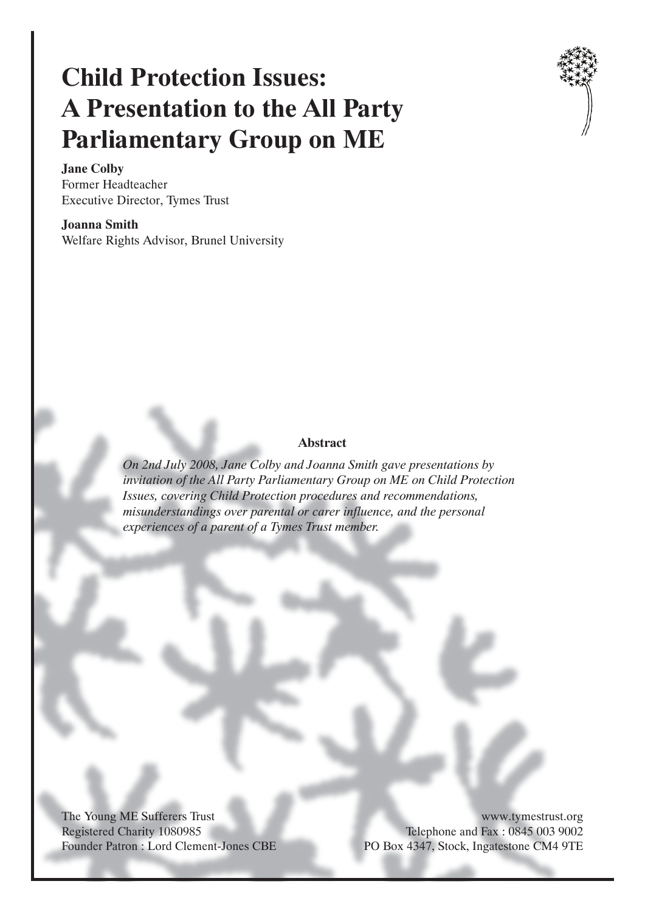# Child Protection Issues: A Presentation to the All Party Parliamentary Group on ME

**Jane Colby**
Former Headteacher
Executive Director, Tymes Trust

**Joanna Smith**
Welfare Rights Advisor, Brunel University

**Abstract**

*On 2nd July 2008, Jane Colby and Joanna Smith gave presentations by invitation of the All Party Parliamentary Group on ME on Child Protection Issues, covering Child Protection procedures and recommendations, misunderstandings over parental or carer influence, and the personal experiences of a parent of a Tymes Trust member.*

The Young ME Sufferers Trust
Registered Charity 1080985
Founder Patron : Lord Clement-Jones CBE

www.tymestrust.org
Telephone and Fax : 0845 003 9002
PO Box 4347, Stock, Ingatestone CM4 9TE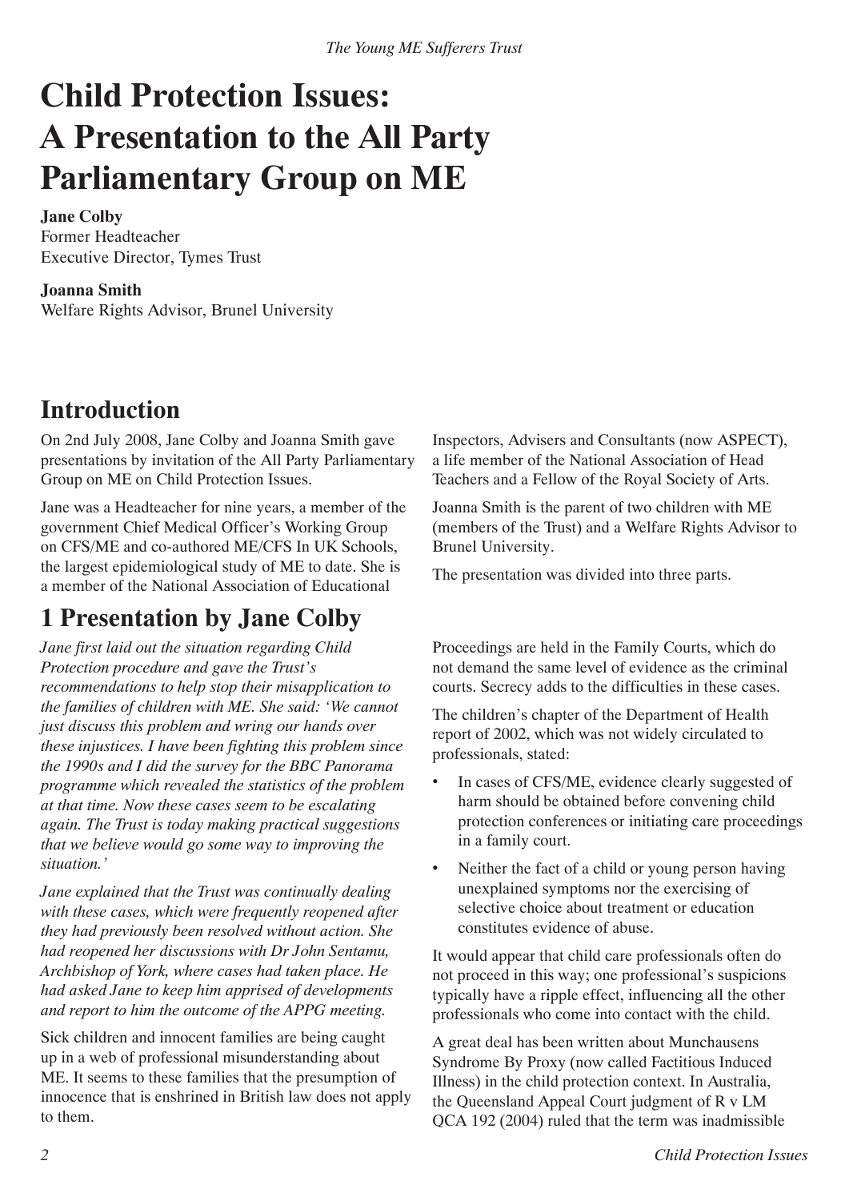# Child Protection Issues: A Presentation to the All Party Parliamentary Group on ME

**Jane Colby**
Former Headteacher
Executive Director, Tymes Trust

**Joanna Smith**
Welfare Rights Advisor, Brunel University

## Introduction

On 2nd July 2008, Jane Colby and Joanna Smith gave presentations by invitation of the All Party Parliamentary Group on ME on Child Protection Issues.

Jane was a Headteacher for nine years, a member of the government Chief Medical Officer's Working Group on CFS/ME and co-authored ME/CFS In UK Schools, the largest epidemiological study of ME to date. She is a member of the National Association of Educational Inspectors, Advisers and Consultants (now ASPECT), a life member of the National Association of Head Teachers and a Fellow of the Royal Society of Arts.

Joanna Smith is the parent of two children with ME (members of the Trust) and a Welfare Rights Advisor to Brunel University.

The presentation was divided into three parts.

## 1 Presentation by Jane Colby

*Jane first laid out the situation regarding Child Protection procedure and gave the Trust's recommendations to help stop their misapplication to the families of children with ME. She said: 'We cannot just discuss this problem and wring our hands over these injustices. I have been fighting this problem since the 1990s and I did the survey for the BBC Panorama programme which revealed the statistics of the problem at that time. Now these cases seem to be escalating again. The Trust is today making practical suggestions that we believe would go some way to improving the situation.'*

*Jane explained that the Trust was continually dealing with these cases, which were frequently reopened after they had previously been resolved without action. She had reopened her discussions with Dr John Sentamu, Archbishop of York, where cases had taken place. He had asked Jane to keep him apprised of developments and report to him the outcome of the APPG meeting.*

Sick children and innocent families are being caught up in a web of professional misunderstanding about ME. It seems to these families that the presumption of innocence that is enshrined in British law does not apply to them.

Proceedings are held in the Family Courts, which do not demand the same level of evidence as the criminal courts. Secrecy adds to the difficulties in these cases.

The children's chapter of the Department of Health report of 2002, which was not widely circulated to professionals, stated:

- In cases of CFS/ME, evidence clearly suggested of harm should be obtained before convening child protection conferences or initiating care proceedings in a family court.
- Neither the fact of a child or young person having unexplained symptoms nor the exercising of selective choice about treatment or education constitutes evidence of abuse.

It would appear that child care professionals often do not proceed in this way; one professional's suspicions typically have a ripple effect, influencing all the other professionals who come into contact with the child.

A great deal has been written about Munchausens Syndrome By Proxy (now called Factitious Induced Illness) in the child protection context. In Australia, the Queensland Appeal Court judgment of R v LM QCA 192 (2004) ruled that the term was inadmissible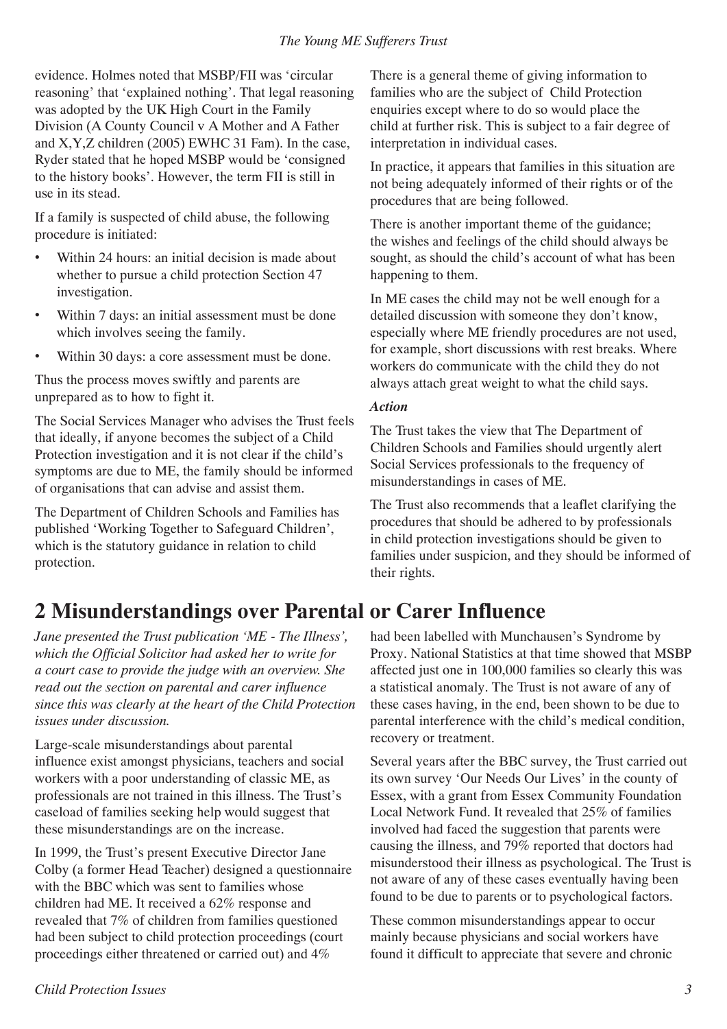evidence. Holmes noted that MSBP/FII was 'circular reasoning' that 'explained nothing'. That legal reasoning was adopted by the UK High Court in the Family Division (A County Council v A Mother and A Father and X,Y,Z children (2005) EWHC 31 Fam). In the case, Ryder stated that he hoped MSBP would be 'consigned to the history books'. However, the term FII is still in use in its stead.

If a family is suspected of child abuse, the following procedure is initiated:

- Within 24 hours: an initial decision is made about whether to pursue a child protection Section 47 investigation.
- Within 7 days: an initial assessment must be done which involves seeing the family.
- Within 30 days: a core assessment must be done.

Thus the process moves swiftly and parents are unprepared as to how to fight it.

The Social Services Manager who advises the Trust feels that ideally, if anyone becomes the subject of a Child Protection investigation and it is not clear if the child's symptoms are due to ME, the family should be informed of organisations that can advise and assist them.

The Department of Children Schools and Families has published 'Working Together to Safeguard Children', which is the statutory guidance in relation to child protection.

There is a general theme of giving information to families who are the subject of Child Protection enquiries except where to do so would place the child at further risk. This is subject to a fair degree of interpretation in individual cases.

In practice, it appears that families in this situation are not being adequately informed of their rights or of the procedures that are being followed.

There is another important theme of the guidance; the wishes and feelings of the child should always be sought, as should the child's account of what has been happening to them.

In ME cases the child may not be well enough for a detailed discussion with someone they don't know, especially where ME friendly procedures are not used, for example, short discussions with rest breaks. Where workers do communicate with the child they do not always attach great weight to what the child says.

***Action***

The Trust takes the view that The Department of Children Schools and Families should urgently alert Social Services professionals to the frequency of misunderstandings in cases of ME.

The Trust also recommends that a leaflet clarifying the procedures that should be adhered to by professionals in child protection investigations should be given to families under suspicion, and they should be informed of their rights.

# 2 Misunderstandings over Parental or Carer Influence

*Jane presented the Trust publication 'ME - The Illness', which the Official Solicitor had asked her to write for a court case to provide the judge with an overview. She read out the section on parental and carer influence since this was clearly at the heart of the Child Protection issues under discussion.*

Large-scale misunderstandings about parental influence exist amongst physicians, teachers and social workers with a poor understanding of classic ME, as professionals are not trained in this illness. The Trust's caseload of families seeking help would suggest that these misunderstandings are on the increase.

In 1999, the Trust's present Executive Director Jane Colby (a former Head Teacher) designed a questionnaire with the BBC which was sent to families whose children had ME. It received a 62% response and revealed that 7% of children from families questioned had been subject to child protection proceedings (court proceedings either threatened or carried out) and 4% had been labelled with Munchausen's Syndrome by Proxy. National Statistics at that time showed that MSBP affected just one in 100,000 families so clearly this was a statistical anomaly. The Trust is not aware of any of these cases having, in the end, been shown to be due to parental interference with the child's medical condition, recovery or treatment.

Several years after the BBC survey, the Trust carried out its own survey 'Our Needs Our Lives' in the county of Essex, with a grant from Essex Community Foundation Local Network Fund. It revealed that 25% of families involved had faced the suggestion that parents were causing the illness, and 79% reported that doctors had misunderstood their illness as psychological. The Trust is not aware of any of these cases eventually having been found to be due to parents or to psychological factors.

These common misunderstandings appear to occur mainly because physicians and social workers have found it difficult to appreciate that severe and chronic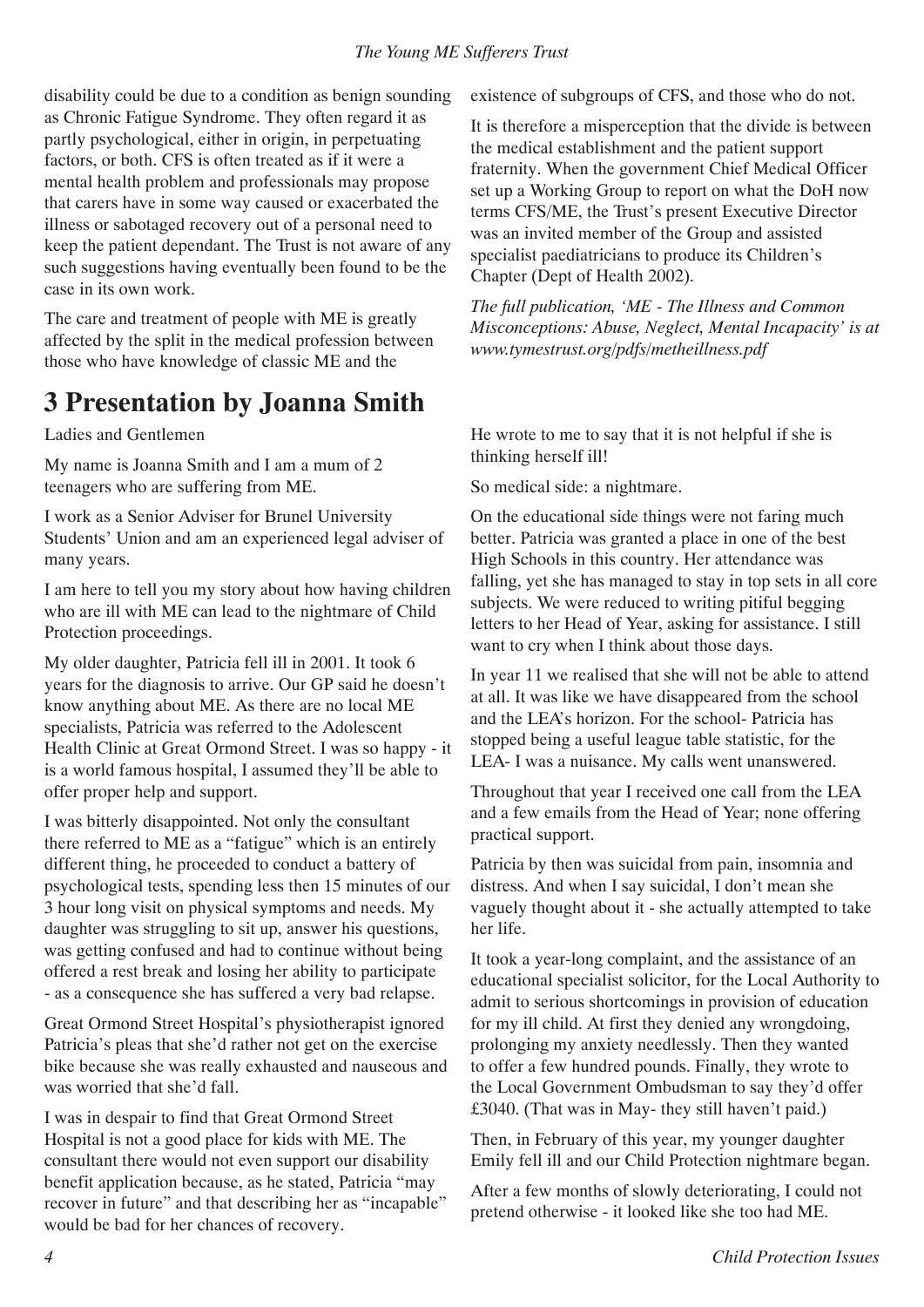disability could be due to a condition as benign sounding as Chronic Fatigue Syndrome. They often regard it as partly psychological, either in origin, in perpetuating factors, or both. CFS is often treated as if it were a mental health problem and professionals may propose that carers have in some way caused or exacerbated the illness or sabotaged recovery out of a personal need to keep the patient dependant. The Trust is not aware of any such suggestions having eventually been found to be the case in its own work.

The care and treatment of people with ME is greatly affected by the split in the medical profession between those who have knowledge of classic ME and the existence of subgroups of CFS, and those who do not.

It is therefore a misperception that the divide is between the medical establishment and the patient support fraternity. When the government Chief Medical Officer set up a Working Group to report on what the DoH now terms CFS/ME, the Trust's present Executive Director was an invited member of the Group and assisted specialist paediatricians to produce its Children's Chapter (Dept of Health 2002).

*The full publication, 'ME - The Illness and Common Misconceptions: Abuse, Neglect, Mental Incapacity' is at www.tymestrust.org/pdfs/metheillness.pdf*

# 3 Presentation by Joanna Smith

Ladies and Gentlemen

My name is Joanna Smith and I am a mum of 2 teenagers who are suffering from ME.

I work as a Senior Adviser for Brunel University Students' Union and am an experienced legal adviser of many years.

I am here to tell you my story about how having children who are ill with ME can lead to the nightmare of Child Protection proceedings.

My older daughter, Patricia fell ill in 2001. It took 6 years for the diagnosis to arrive. Our GP said he doesn't know anything about ME. As there are no local ME specialists, Patricia was referred to the Adolescent Health Clinic at Great Ormond Street. I was so happy - it is a world famous hospital, I assumed they'll be able to offer proper help and support.

I was bitterly disappointed. Not only the consultant there referred to ME as a "fatigue" which is an entirely different thing, he proceeded to conduct a battery of psychological tests, spending less then 15 minutes of our 3 hour long visit on physical symptoms and needs. My daughter was struggling to sit up, answer his questions, was getting confused and had to continue without being offered a rest break and losing her ability to participate - as a consequence she has suffered a very bad relapse.

Great Ormond Street Hospital's physiotherapist ignored Patricia's pleas that she'd rather not get on the exercise bike because she was really exhausted and nauseous and was worried that she'd fall.

I was in despair to find that Great Ormond Street Hospital is not a good place for kids with ME. The consultant there would not even support our disability benefit application because, as he stated, Patricia "may recover in future" and that describing her as "incapable" would be bad for her chances of recovery.

He wrote to me to say that it is not helpful if she is thinking herself ill!

So medical side: a nightmare.

On the educational side things were not faring much better. Patricia was granted a place in one of the best High Schools in this country. Her attendance was falling, yet she has managed to stay in top sets in all core subjects. We were reduced to writing pitiful begging letters to her Head of Year, asking for assistance. I still want to cry when I think about those days.

In year 11 we realised that she will not be able to attend at all. It was like we have disappeared from the school and the LEA's horizon. For the school- Patricia has stopped being a useful league table statistic, for the LEA- I was a nuisance. My calls went unanswered.

Throughout that year I received one call from the LEA and a few emails from the Head of Year; none offering practical support.

Patricia by then was suicidal from pain, insomnia and distress. And when I say suicidal, I don't mean she vaguely thought about it - she actually attempted to take her life.

It took a year-long complaint, and the assistance of an educational specialist solicitor, for the Local Authority to admit to serious shortcomings in provision of education for my ill child. At first they denied any wrongdoing, prolonging my anxiety needlessly. Then they wanted to offer a few hundred pounds. Finally, they wrote to the Local Government Ombudsman to say they'd offer £3040. (That was in May- they still haven't paid.)

Then, in February of this year, my younger daughter Emily fell ill and our Child Protection nightmare began.

After a few months of slowly deteriorating, I could not pretend otherwise - it looked like she too had ME.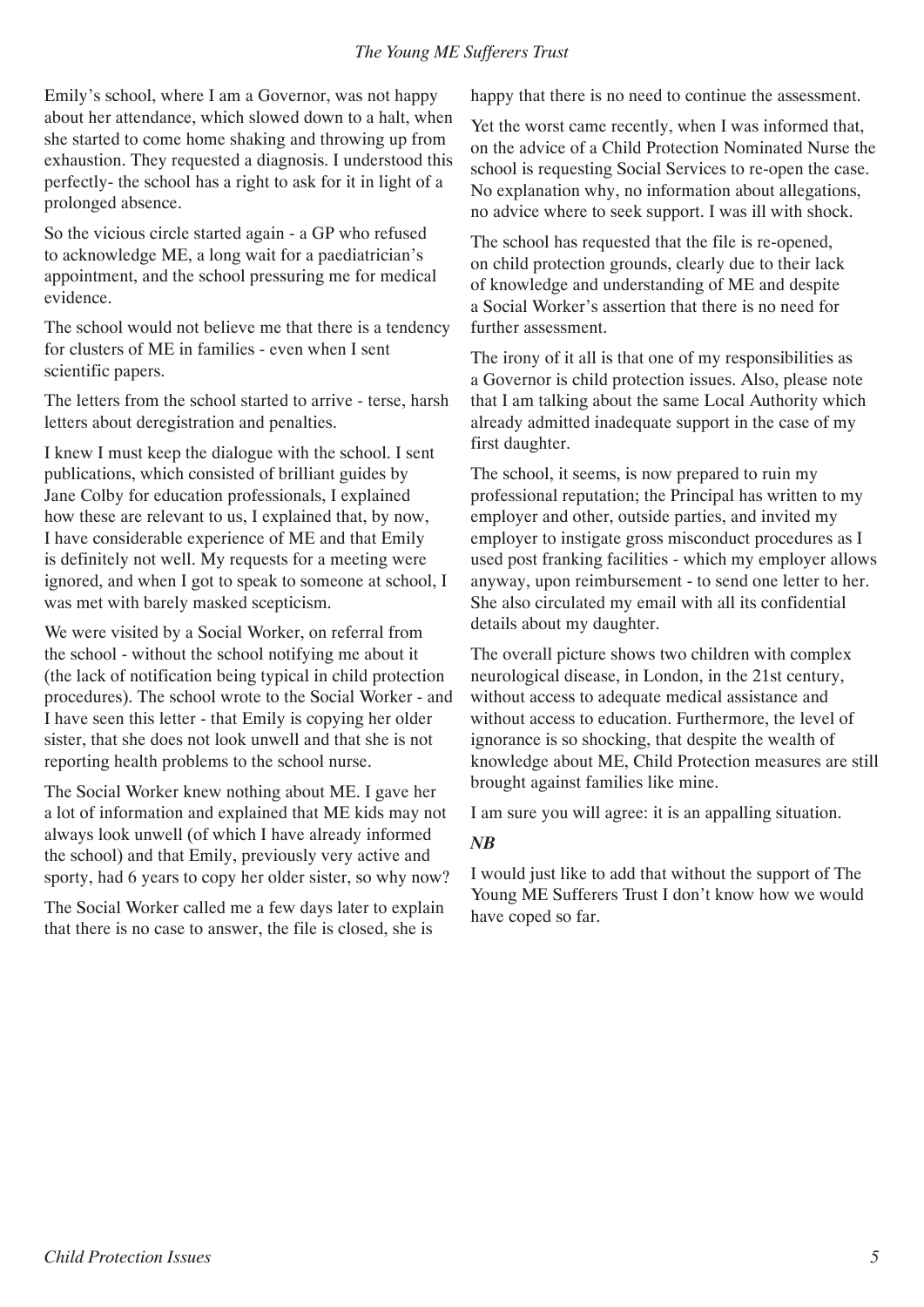Emily's school, where I am a Governor, was not happy about her attendance, which slowed down to a halt, when she started to come home shaking and throwing up from exhaustion. They requested a diagnosis. I understood this perfectly- the school has a right to ask for it in light of a prolonged absence.

So the vicious circle started again - a GP who refused to acknowledge ME, a long wait for a paediatrician's appointment, and the school pressuring me for medical evidence.

The school would not believe me that there is a tendency for clusters of ME in families - even when I sent scientific papers.

The letters from the school started to arrive - terse, harsh letters about deregistration and penalties.

I knew I must keep the dialogue with the school. I sent publications, which consisted of brilliant guides by Jane Colby for education professionals, I explained how these are relevant to us, I explained that, by now, I have considerable experience of ME and that Emily is definitely not well. My requests for a meeting were ignored, and when I got to speak to someone at school, I was met with barely masked scepticism.

We were visited by a Social Worker, on referral from the school - without the school notifying me about it (the lack of notification being typical in child protection procedures). The school wrote to the Social Worker - and I have seen this letter - that Emily is copying her older sister, that she does not look unwell and that she is not reporting health problems to the school nurse.

The Social Worker knew nothing about ME. I gave her a lot of information and explained that ME kids may not always look unwell (of which I have already informed the school) and that Emily, previously very active and sporty, had 6 years to copy her older sister, so why now?

The Social Worker called me a few days later to explain that there is no case to answer, the file is closed, she is happy that there is no need to continue the assessment.

Yet the worst came recently, when I was informed that, on the advice of a Child Protection Nominated Nurse the school is requesting Social Services to re-open the case. No explanation why, no information about allegations, no advice where to seek support. I was ill with shock.

The school has requested that the file is re-opened, on child protection grounds, clearly due to their lack of knowledge and understanding of ME and despite a Social Worker's assertion that there is no need for further assessment.

The irony of it all is that one of my responsibilities as a Governor is child protection issues. Also, please note that I am talking about the same Local Authority which already admitted inadequate support in the case of my first daughter.

The school, it seems, is now prepared to ruin my professional reputation; the Principal has written to my employer and other, outside parties, and invited my employer to instigate gross misconduct procedures as I used post franking facilities - which my employer allows anyway, upon reimbursement - to send one letter to her. She also circulated my email with all its confidential details about my daughter.

The overall picture shows two children with complex neurological disease, in London, in the 21st century, without access to adequate medical assistance and without access to education. Furthermore, the level of ignorance is so shocking, that despite the wealth of knowledge about ME, Child Protection measures are still brought against families like mine.

I am sure you will agree: it is an appalling situation.

***NB***

I would just like to add that without the support of The Young ME Sufferers Trust I don't know how we would have coped so far.